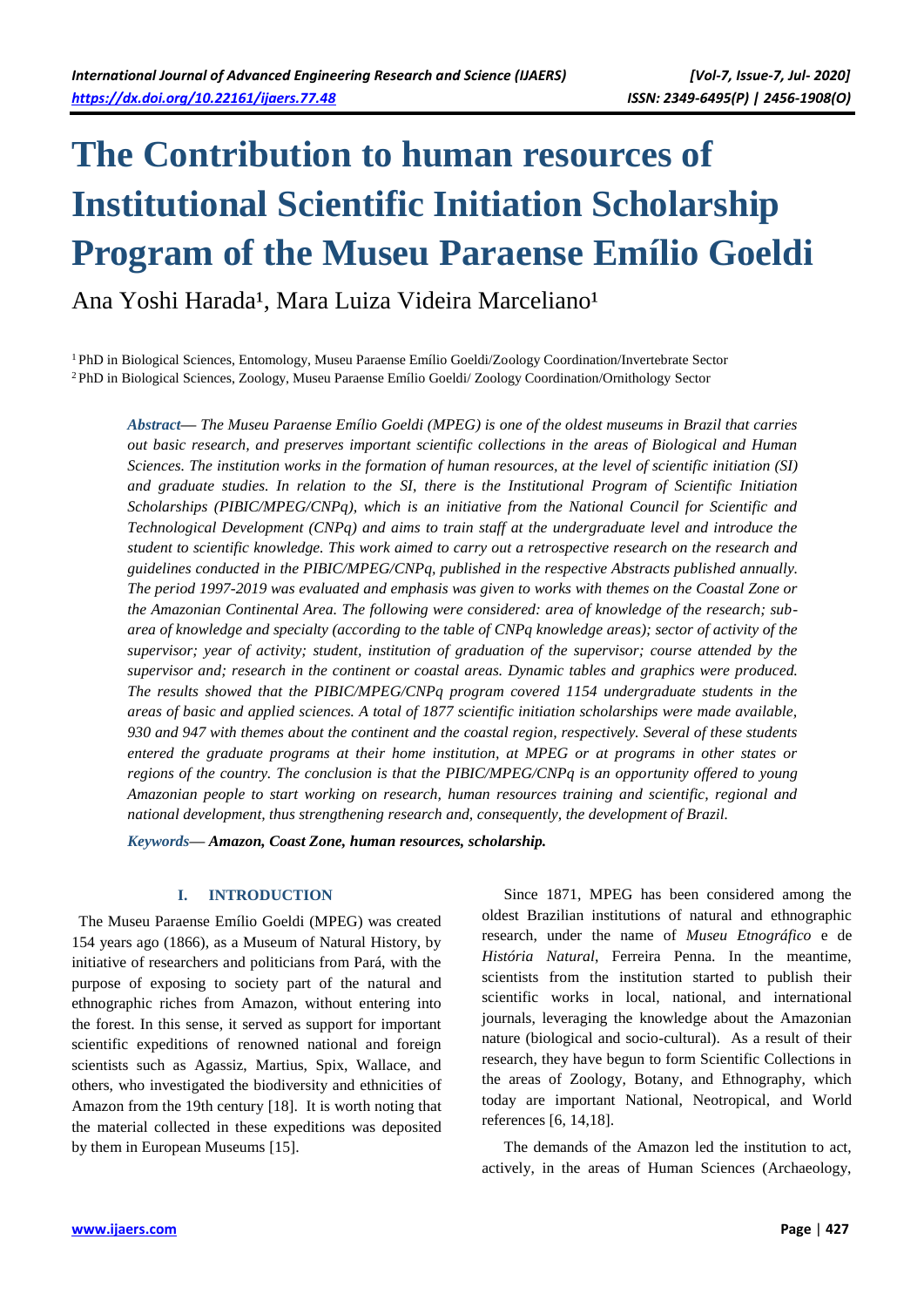# The Contribution to human resources of Institutional Scientific Initiation Scholarship Program of the Museu Paraense Emílio Goeldi

Ana Yoshi Harada[1], Mara Luiza Videira Marceliano[1]

[1] PhD in Biological Sciences, Entomology, Museu Paraense Emílio Goeldi/Zoology Coordination/Invertebrate Sector
[2] PhD in Biological Sciences, Zoology, Museu Paraense Emílio Goeldi/ Zoology Coordination/Ornithology Sector

***Abstract*— *The Museu Paraense Emílio Goeldi (MPEG) is one of the oldest museums in Brazil that carries out basic research, and preserves important scientific collections in the areas of Biological and Human Sciences. The institution works in the formation of human resources, at the level of scientific initiation (SI) and graduate studies. In relation to the SI, there is the Institutional Program of Scientific Initiation Scholarships (PIBIC/MPEG/CNPq), which is an initiative from the National Council for Scientific and Technological Development (CNPq) and aims to train staff at the undergraduate level and introduce the student to scientific knowledge. This work aimed to carry out a retrospective research on the research and guidelines conducted in the PIBIC/MPEG/CNPq, published in the respective Abstracts published annually. The period 1997-2019 was evaluated and emphasis was given to works with themes on the Coastal Zone or the Amazonian Continental Area. The following were considered: area of knowledge of the research; sub-area of knowledge and specialty (according to the table of CNPq knowledge areas); sector of activity of the supervisor; year of activity; student, institution of graduation of the supervisor; course attended by the supervisor and; research in the continent or coastal areas. Dynamic tables and graphics were produced. The results showed that the PIBIC/MPEG/CNPq program covered 1154 undergraduate students in the areas of basic and applied sciences. A total of 1877 scientific initiation scholarships were made available, 930 and 947 with themes about the continent and the coastal region, respectively. Several of these students entered the graduate programs at their home institution, at MPEG or at programs in other states or regions of the country. The conclusion is that the PIBIC/MPEG/CNPq is an opportunity offered to young Amazonian people to start working on research, human resources training and scientific, regional and national development, thus strengthening research and, consequently, the development of Brazil.***

***Keywords*— Amazon, Coast Zone, human resources, scholarship.**

## I. INTRODUCTION

The Museu Paraense Emílio Goeldi (MPEG) was created 154 years ago (1866), as a Museum of Natural History, by initiative of researchers and politicians from Pará, with the purpose of exposing to society part of the natural and ethnographic riches from Amazon, without entering into the forest. In this sense, it served as support for important scientific expeditions of renowned national and foreign scientists such as Agassiz, Martius, Spix, Wallace, and others, who investigated the biodiversity and ethnicities of Amazon from the 19th century [18]. It is worth noting that the material collected in these expeditions was deposited by them in European Museums [15].

Since 1871, MPEG has been considered among the oldest Brazilian institutions of natural and ethnographic research, under the name of *Museu Etnográfico* e de *História Natural*, Ferreira Penna. In the meantime, scientists from the institution started to publish their scientific works in local, national, and international journals, leveraging the knowledge about the Amazonian nature (biological and socio-cultural). As a result of their research, they have begun to form Scientific Collections in the areas of Zoology, Botany, and Ethnography, which today are important National, Neotropical, and World references [6, 14,18].

The demands of the Amazon led the institution to act, actively, in the areas of Human Sciences (Archaeology,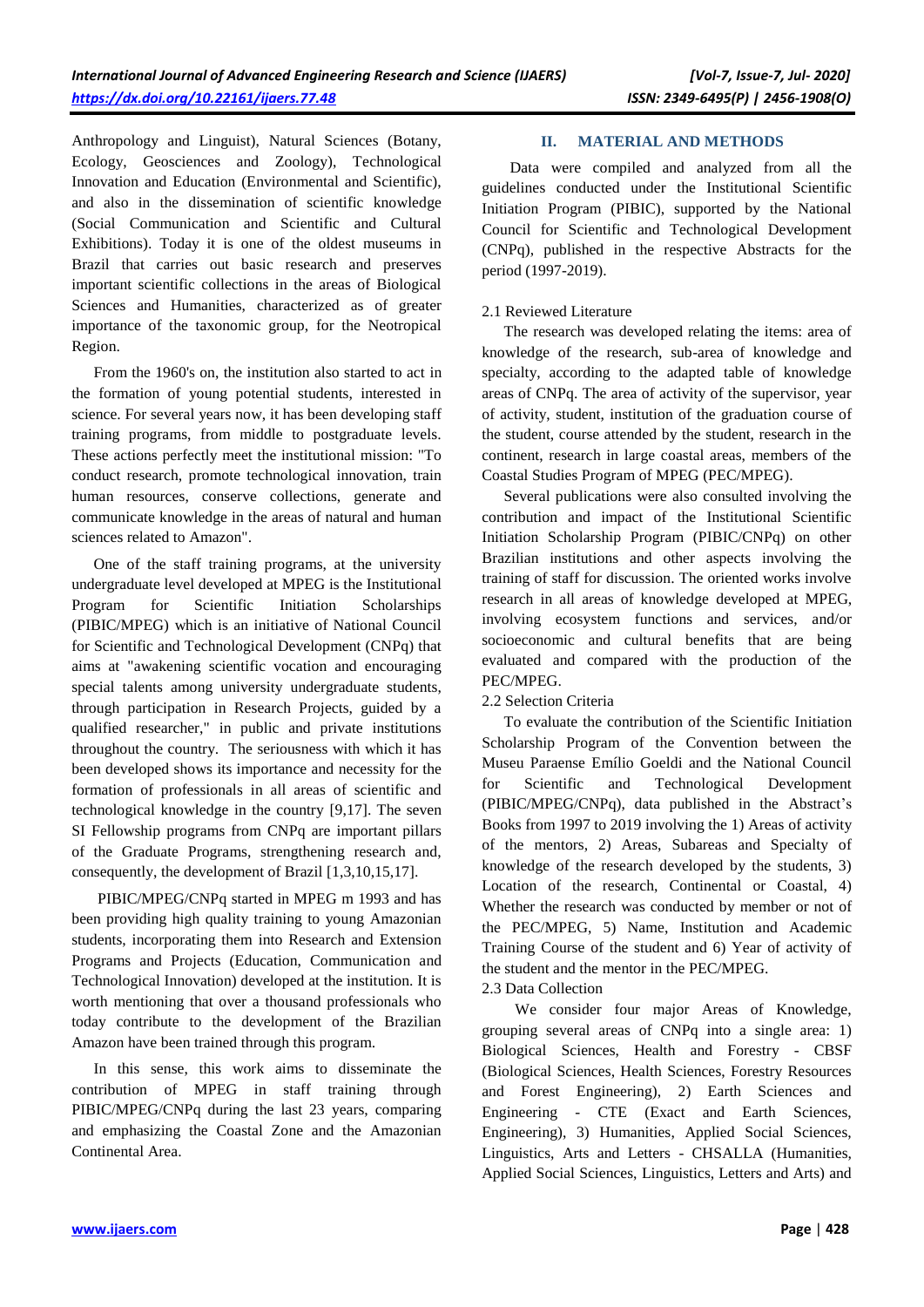Anthropology and Linguist), Natural Sciences (Botany, Ecology, Geosciences and Zoology), Technological Innovation and Education (Environmental and Scientific), and also in the dissemination of scientific knowledge (Social Communication and Scientific and Cultural Exhibitions). Today it is one of the oldest museums in Brazil that carries out basic research and preserves important scientific collections in the areas of Biological Sciences and Humanities, characterized as of greater importance of the taxonomic group, for the Neotropical Region.

From the 1960's on, the institution also started to act in the formation of young potential students, interested in science. For several years now, it has been developing staff training programs, from middle to postgraduate levels. These actions perfectly meet the institutional mission: "To conduct research, promote technological innovation, train human resources, conserve collections, generate and communicate knowledge in the areas of natural and human sciences related to Amazon".

One of the staff training programs, at the university undergraduate level developed at MPEG is the Institutional Program for Scientific Initiation Scholarships (PIBIC/MPEG) which is an initiative of National Council for Scientific and Technological Development (CNPq) that aims at "awakening scientific vocation and encouraging special talents among university undergraduate students, through participation in Research Projects, guided by a qualified researcher," in public and private institutions throughout the country. The seriousness with which it has been developed shows its importance and necessity for the formation of professionals in all areas of scientific and technological knowledge in the country [9,17]. The seven SI Fellowship programs from CNPq are important pillars of the Graduate Programs, strengthening research and, consequently, the development of Brazil [1,3,10,15,17].

PIBIC/MPEG/CNPq started in MPEG m 1993 and has been providing high quality training to young Amazonian students, incorporating them into Research and Extension Programs and Projects (Education, Communication and Technological Innovation) developed at the institution. It is worth mentioning that over a thousand professionals who today contribute to the development of the Brazilian Amazon have been trained through this program.

In this sense, this work aims to disseminate the contribution of MPEG in staff training through PIBIC/MPEG/CNPq during the last 23 years, comparing and emphasizing the Coastal Zone and the Amazonian Continental Area.

## II. MATERIAL AND METHODS

Data were compiled and analyzed from all the guidelines conducted under the Institutional Scientific Initiation Program (PIBIC), supported by the National Council for Scientific and Technological Development (CNPq), published in the respective Abstracts for the period (1997-2019).

### 2.1 Reviewed Literature

The research was developed relating the items: area of knowledge of the research, sub-area of knowledge and specialty, according to the adapted table of knowledge areas of CNPq. The area of activity of the supervisor, year of activity, student, institution of the graduation course of the student, course attended by the student, research in the continent, research in large coastal areas, members of the Coastal Studies Program of MPEG (PEC/MPEG).

Several publications were also consulted involving the contribution and impact of the Institutional Scientific Initiation Scholarship Program (PIBIC/CNPq) on other Brazilian institutions and other aspects involving the training of staff for discussion. The oriented works involve research in all areas of knowledge developed at MPEG, involving ecosystem functions and services, and/or socioeconomic and cultural benefits that are being evaluated and compared with the production of the PEC/MPEG.

### 2.2 Selection Criteria

To evaluate the contribution of the Scientific Initiation Scholarship Program of the Convention between the Museu Paraense Emílio Goeldi and the National Council for Scientific and Technological Development (PIBIC/MPEG/CNPq), data published in the Abstract's Books from 1997 to 2019 involving the 1) Areas of activity of the mentors, 2) Areas, Subareas and Specialty of knowledge of the research developed by the students, 3) Location of the research, Continental or Coastal, 4) Whether the research was conducted by member or not of the PEC/MPEG, 5) Name, Institution and Academic Training Course of the student and 6) Year of activity of the student and the mentor in the PEC/MPEG.

### 2.3 Data Collection

We consider four major Areas of Knowledge, grouping several areas of CNPq into a single area: 1) Biological Sciences, Health and Forestry - CBSF (Biological Sciences, Health Sciences, Forestry Resources and Forest Engineering), 2) Earth Sciences and Engineering - CTE (Exact and Earth Sciences, Engineering), 3) Humanities, Applied Social Sciences, Linguistics, Arts and Letters - CHSALLA (Humanities, Applied Social Sciences, Linguistics, Letters and Arts) and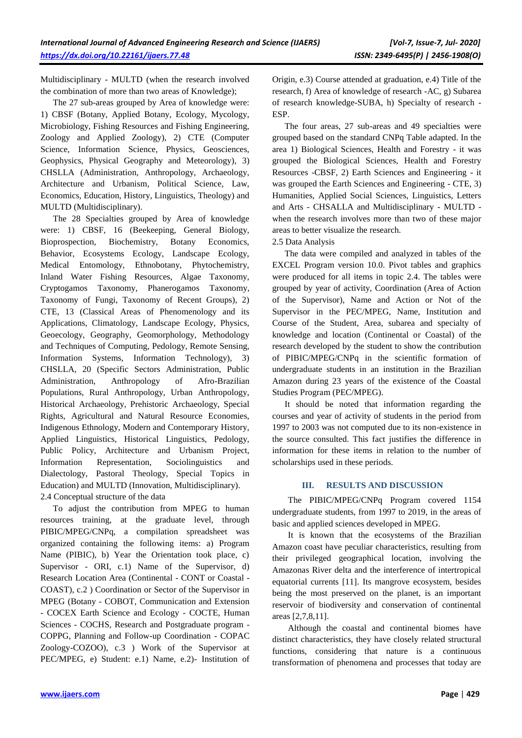Multidisciplinary - MULTD (when the research involved the combination of more than two areas of Knowledge);

The 27 sub-areas grouped by Area of knowledge were: 1) CBSF (Botany, Applied Botany, Ecology, Mycology, Microbiology, Fishing Resources and Fishing Engineering, Zoology and Applied Zoology), 2) CTE (Computer Science, Information Science, Physics, Geosciences, Geophysics, Physical Geography and Meteorology), 3) CHSLLA (Administration, Anthropology, Archaeology, Architecture and Urbanism, Political Science, Law, Economics, Education, History, Linguistics, Theology) and MULTD (Multidisciplinary).

The 28 Specialties grouped by Area of knowledge were: 1) CBSF, 16 (Beekeeping, General Biology, Bioprospection, Biochemistry, Botany Economics, Behavior, Ecosystems Ecology, Landscape Ecology, Medical Entomology, Ethnobotany, Phytochemistry, Inland Water Fishing Resources, Algae Taxonomy, Cryptogamos Taxonomy, Phanerogamos Taxonomy, Taxonomy of Fungi, Taxonomy of Recent Groups), 2) CTE, 13 (Classical Areas of Phenomenology and its Applications, Climatology, Landscape Ecology, Physics, Geoecology, Geography, Geomorphology, Methodology and Techniques of Computing, Pedology, Remote Sensing, Information Systems, Information Technology), 3) CHSLLA, 20 (Specific Sectors Administration, Public Administration, Anthropology of Afro-Brazilian Populations, Rural Anthropology, Urban Anthropology, Historical Archaeology, Prehistoric Archaeology, Special Rights, Agricultural and Natural Resource Economies, Indigenous Ethnology, Modern and Contemporary History, Applied Linguistics, Historical Linguistics, Pedology, Public Policy, Architecture and Urbanism Project, Information Representation, Sociolinguistics and Dialectology, Pastoral Theology, Special Topics in Education) and MULTD (Innovation, Multidisciplinary).

2.4 Conceptual structure of the data

To adjust the contribution from MPEG to human resources training, at the graduate level, through PIBIC/MPEG/CNPq, a compilation spreadsheet was organized containing the following items: a) Program Name (PIBIC), b) Year the Orientation took place, c) Supervisor - ORI, c.1) Name of the Supervisor, d) Research Location Area (Continental - CONT or Coastal - COAST), c.2 ) Coordination or Sector of the Supervisor in MPEG (Botany - COBOT, Communication and Extension - COCEX Earth Science and Ecology - COCTE, Human Sciences - COCHS, Research and Postgraduate program - COPPG, Planning and Follow-up Coordination - COPAC Zoology-COZOO), c.3 ) Work of the Supervisor at PEC/MPEG, e) Student: e.1) Name, e.2)- Institution of Origin, e.3) Course attended at graduation, e.4) Title of the research, f) Area of knowledge of research -AC, g) Subarea of research knowledge-SUBA, h) Specialty of research - ESP.

The four areas, 27 sub-areas and 49 specialties were grouped based on the standard CNPq Table adapted. In the area 1) Biological Sciences, Health and Forestry - it was grouped the Biological Sciences, Health and Forestry Resources -CBSF, 2) Earth Sciences and Engineering - it was grouped the Earth Sciences and Engineering - CTE, 3) Humanities, Applied Social Sciences, Linguistics, Letters and Arts - CHSALLA and Multidisciplinary - MULTD - when the research involves more than two of these major areas to better visualize the research.

2.5 Data Analysis

The data were compiled and analyzed in tables of the EXCEL Program version 10.0. Pivot tables and graphics were produced for all items in topic 2.4. The tables were grouped by year of activity, Coordination (Area of Action of the Supervisor), Name and Action or Not of the Supervisor in the PEC/MPEG, Name, Institution and Course of the Student, Area, subarea and specialty of knowledge and location (Continental or Coastal) of the research developed by the student to show the contribution of PIBIC/MPEG/CNPq in the scientific formation of undergraduate students in an institution in the Brazilian Amazon during 23 years of the existence of the Coastal Studies Program (PEC/MPEG).

It should be noted that information regarding the courses and year of activity of students in the period from 1997 to 2003 was not computed due to its non-existence in the source consulted. This fact justifies the difference in information for these items in relation to the number of scholarships used in these periods.

## III. RESULTS AND DISCUSSION

The PIBIC/MPEG/CNPq Program covered 1154 undergraduate students, from 1997 to 2019, in the areas of basic and applied sciences developed in MPEG.

It is known that the ecosystems of the Brazilian Amazon coast have peculiar characteristics, resulting from their privileged geographical location, involving the Amazonas River delta and the interference of intertropical equatorial currents [11]. Its mangrove ecosystem, besides being the most preserved on the planet, is an important reservoir of biodiversity and conservation of continental areas [2,7,8,11].

Although the coastal and continental biomes have distinct characteristics, they have closely related structural functions, considering that nature is a continuous transformation of phenomena and processes that today are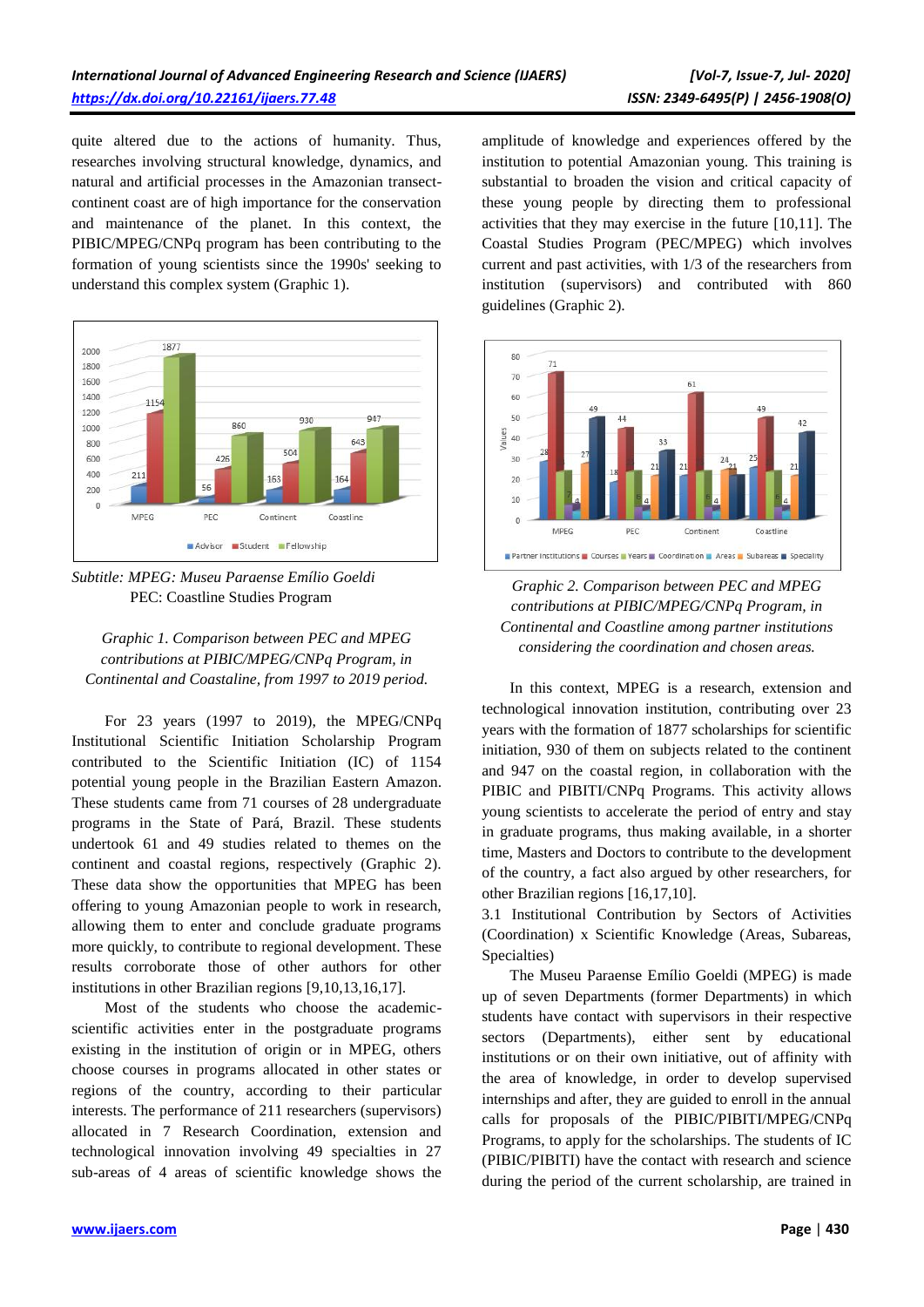quite altered due to the actions of humanity. Thus, researches involving structural knowledge, dynamics, and natural and artificial processes in the Amazonian transect-continent coast are of high importance for the conservation and maintenance of the planet. In this context, the PIBIC/MPEG/CNPq program has been contributing to the formation of young scientists since the 1990s' seeking to understand this complex system (Graphic 1).

*Subtitle: MPEG: Museu Paraense Emílio Goeldi*
PEC: Coastline Studies Program

*Graphic 1. Comparison between PEC and MPEG contributions at PIBIC/MPEG/CNPq Program, in Continental and Coastaline, from 1997 to 2019 period.*

For 23 years (1997 to 2019), the MPEG/CNPq Institutional Scientific Initiation Scholarship Program contributed to the Scientific Initiation (IC) of 1154 potential young people in the Brazilian Eastern Amazon. These students came from 71 courses of 28 undergraduate programs in the State of Pará, Brazil. These students undertook 61 and 49 studies related to themes on the continent and coastal regions, respectively (Graphic 2). These data show the opportunities that MPEG has been offering to young Amazonian people to work in research, allowing them to enter and conclude graduate programs more quickly, to contribute to regional development. These results corroborate those of other authors for other institutions in other Brazilian regions [9,10,13,16,17].

Most of the students who choose the academic-scientific activities enter in the postgraduate programs existing in the institution of origin or in MPEG, others choose courses in programs allocated in other states or regions of the country, according to their particular interests. The performance of 211 researchers (supervisors) allocated in 7 Research Coordination, extension and technological innovation involving 49 specialties in 27 sub-areas of 4 areas of scientific knowledge shows the amplitude of knowledge and experiences offered by the institution to potential Amazonian young. This training is substantial to broaden the vision and critical capacity of these young people by directing them to professional activities that they may exercise in the future [10,11]. The Coastal Studies Program (PEC/MPEG) which involves current and past activities, with 1/3 of the researchers from institution (supervisors) and contributed with 860 guidelines (Graphic 2).

*Graphic 2. Comparison between PEC and MPEG contributions at PIBIC/MPEG/CNPq Program, in Continental and Coastline among partner institutions considering the coordination and chosen areas.*

In this context, MPEG is a research, extension and technological innovation institution, contributing over 23 years with the formation of 1877 scholarships for scientific initiation, 930 of them on subjects related to the continent and 947 on the coastal region, in collaboration with the PIBIC and PIBITI/CNPq Programs. This activity allows young scientists to accelerate the period of entry and stay in graduate programs, thus making available, in a shorter time, Masters and Doctors to contribute to the development of the country, a fact also argued by other researchers, for other Brazilian regions [16,17,10].

3.1 Institutional Contribution by Sectors of Activities (Coordination) x Scientific Knowledge (Areas, Subareas, Specialties)

The Museu Paraense Emílio Goeldi (MPEG) is made up of seven Departments (former Departments) in which students have contact with supervisors in their respective sectors (Departments), either sent by educational institutions or on their own initiative, out of affinity with the area of knowledge, in order to develop supervised internships and after, they are guided to enroll in the annual calls for proposals of the PIBIC/PIBITI/MPEG/CNPq Programs, to apply for the scholarships. The students of IC (PIBIC/PIBITI) have the contact with research and science during the period of the current scholarship, are trained in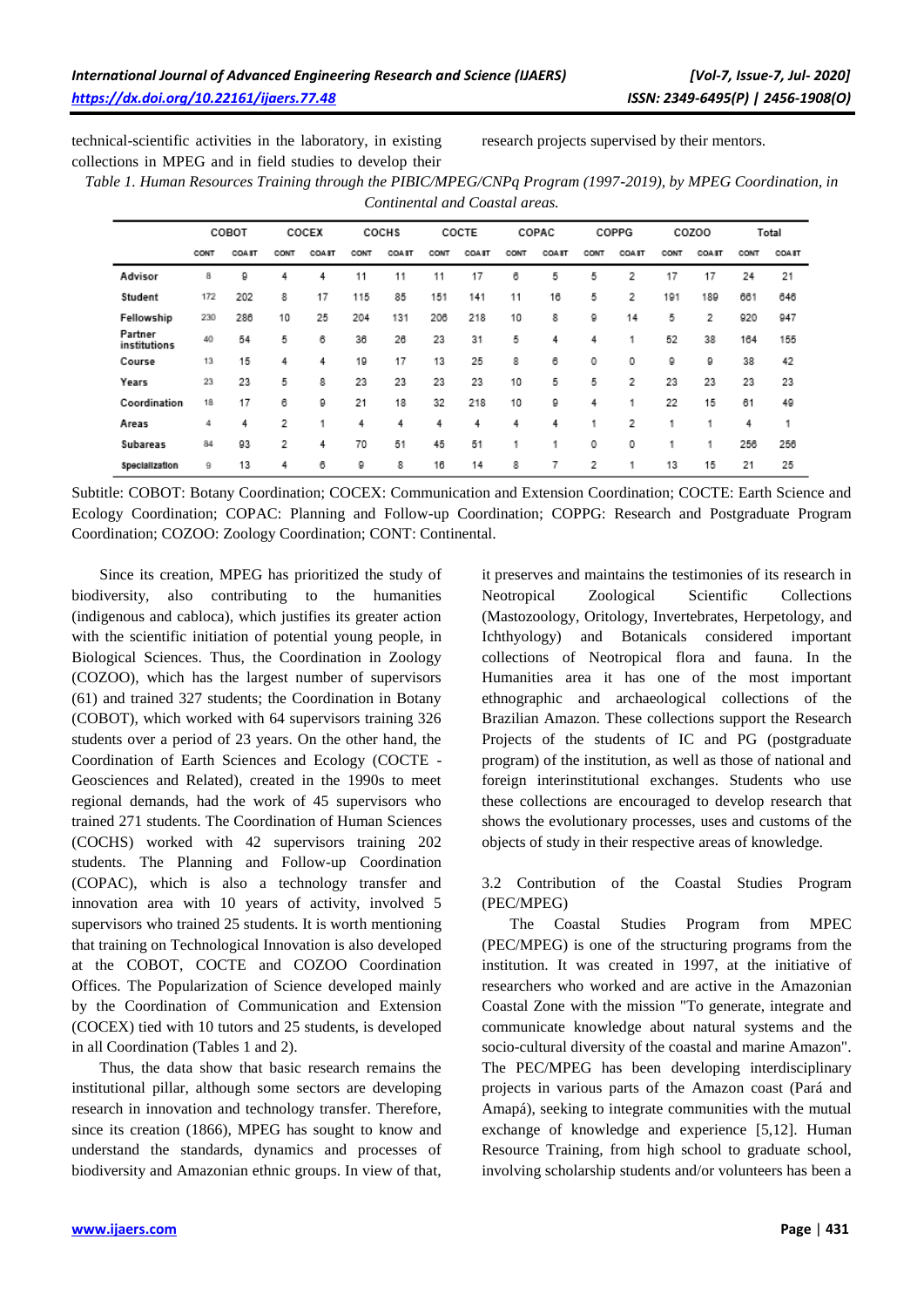technical-scientific activities in the laboratory, in existing collections in MPEG and in field studies to develop their research projects supervised by their mentors.

*Table 1. Human Resources Training through the PIBIC/MPEG/CNPq Program (1997-2019), by MPEG Coordination, in Continental and Coastal areas.*

| | COBOT | | COCEX | | COCHS | | COCTE | | COPAC | | COPPG | | COZOO | | Total | |
|---|---|---|---|---|---|---|---|---|---|---|---|---|---|---|---|---|
| | CONT | COAST | CONT | COAST | CONT | COAST | CONT | COAST | CONT | COAST | CONT | COAST | CONT | COAST | CONT | COAST |
| Advisor | 8 | 9 | 4 | 4 | 11 | 11 | 11 | 17 | 6 | 5 | 5 | 2 | 17 | 17 | 24 | 21 |
| Student | 172 | 202 | 8 | 17 | 115 | 85 | 151 | 141 | 11 | 16 | 5 | 2 | 191 | 189 | 661 | 646 |
| Fellowship | 230 | 286 | 10 | 25 | 204 | 131 | 206 | 218 | 10 | 8 | 9 | 14 | 5 | 2 | 920 | 947 |
| Partner institutions | 40 | 54 | 5 | 6 | 36 | 26 | 23 | 31 | 5 | 4 | 4 | 1 | 52 | 38 | 164 | 155 |
| Course | 13 | 15 | 4 | 4 | 19 | 17 | 13 | 25 | 8 | 6 | 0 | 0 | 9 | 9 | 38 | 42 |
| Years | 23 | 23 | 5 | 8 | 23 | 23 | 23 | 23 | 10 | 5 | 5 | 2 | 23 | 23 | 23 | 23 |
| Coordination | 18 | 17 | 6 | 9 | 21 | 18 | 32 | 218 | 10 | 9 | 4 | 1 | 22 | 15 | 61 | 49 |
| Areas | 4 | 4 | 2 | 1 | 4 | 4 | 4 | 4 | 4 | 4 | 1 | 2 | 1 | 1 | 4 | 1 |
| Subareas | 84 | 93 | 2 | 4 | 70 | 51 | 45 | 51 | 1 | 1 | 0 | 0 | 1 | 1 | 256 | 256 |
| Specialization | 9 | 13 | 4 | 6 | 9 | 8 | 16 | 14 | 8 | 7 | 2 | 1 | 13 | 15 | 21 | 25 |

Subtitle: COBOT: Botany Coordination; COCEX: Communication and Extension Coordination; COCTE: Earth Science and Ecology Coordination; COPAC: Planning and Follow-up Coordination; COPPG: Research and Postgraduate Program Coordination; COZOO: Zoology Coordination; CONT: Continental.

Since its creation, MPEG has prioritized the study of biodiversity, also contributing to the humanities (indigenous and cabloca), which justifies its greater action with the scientific initiation of potential young people, in Biological Sciences. Thus, the Coordination in Zoology (COZOO), which has the largest number of supervisors (61) and trained 327 students; the Coordination in Botany (COBOT), which worked with 64 supervisors training 326 students over a period of 23 years. On the other hand, the Coordination of Earth Sciences and Ecology (COCTE - Geosciences and Related), created in the 1990s to meet regional demands, had the work of 45 supervisors who trained 271 students. The Coordination of Human Sciences (COCHS) worked with 42 supervisors training 202 students. The Planning and Follow-up Coordination (COPAC), which is also a technology transfer and innovation area with 10 years of activity, involved 5 supervisors who trained 25 students. It is worth mentioning that training on Technological Innovation is also developed at the COBOT, COCTE and COZOO Coordination Offices. The Popularization of Science developed mainly by the Coordination of Communication and Extension (COCEX) tied with 10 tutors and 25 students, is developed in all Coordination (Tables 1 and 2).

Thus, the data show that basic research remains the institutional pillar, although some sectors are developing research in innovation and technology transfer. Therefore, since its creation (1866), MPEG has sought to know and understand the standards, dynamics and processes of biodiversity and Amazonian ethnic groups. In view of that, it preserves and maintains the testimonies of its research in Neotropical Zoological Scientific Collections (Mastozoology, Oritology, Invertebrates, Herpetology, and Ichthyology) and Botanicals considered important collections of Neotropical flora and fauna. In the Humanities area it has one of the most important ethnographic and archaeological collections of the Brazilian Amazon. These collections support the Research Projects of the students of IC and PG (postgraduate program) of the institution, as well as those of national and foreign interinstitutional exchanges. Students who use these collections are encouraged to develop research that shows the evolutionary processes, uses and customs of the objects of study in their respective areas of knowledge.

### 3.2 Contribution of the Coastal Studies Program (PEC/MPEG)

The Coastal Studies Program from MPEC (PEC/MPEG) is one of the structuring programs from the institution. It was created in 1997, at the initiative of researchers who worked and are active in the Amazonian Coastal Zone with the mission "To generate, integrate and communicate knowledge about natural systems and the socio-cultural diversity of the coastal and marine Amazon". The PEC/MPEG has been developing interdisciplinary projects in various parts of the Amazon coast (Pará and Amapá), seeking to integrate communities with the mutual exchange of knowledge and experience [5,12]. Human Resource Training, from high school to graduate school, involving scholarship students and/or volunteers has been a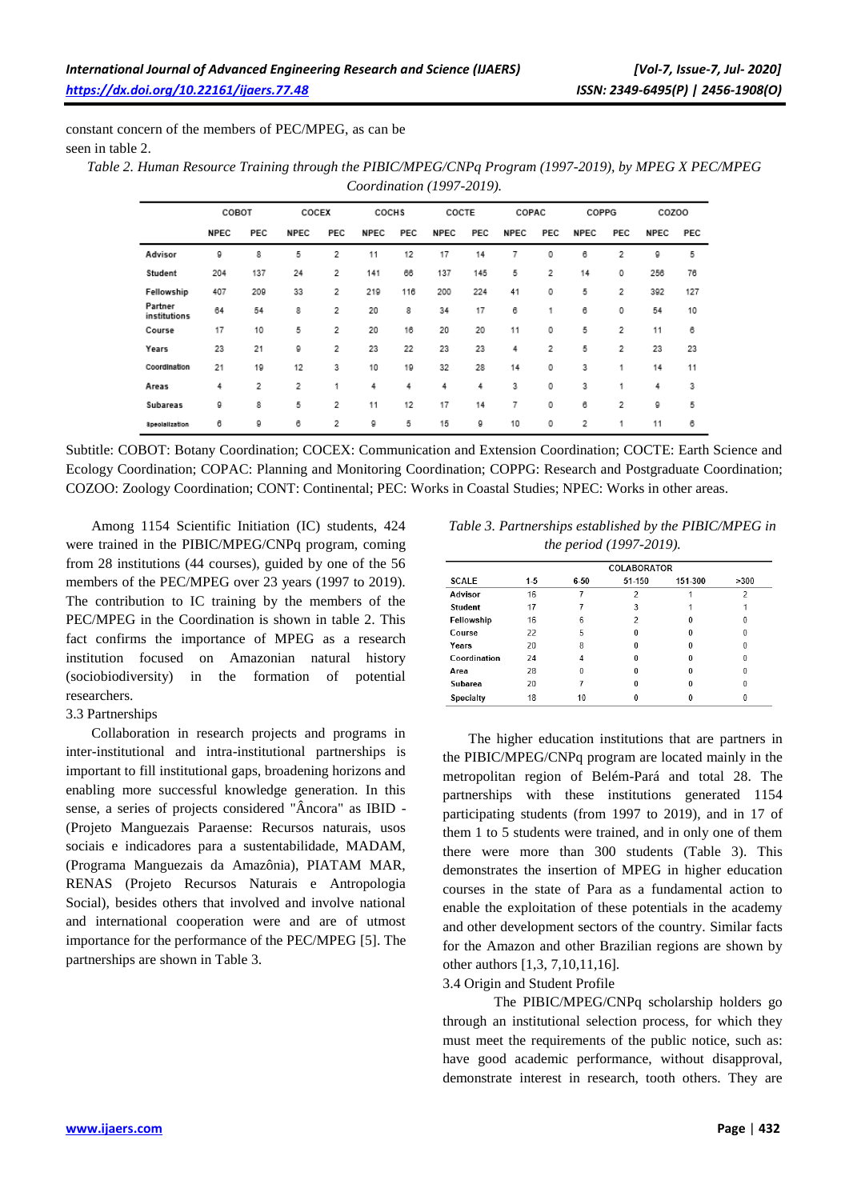constant concern of the members of PEC/MPEG, as can be seen in table 2.

*Table 2. Human Resource Training through the PIBIC/MPEG/CNPq Program (1997-2019), by MPEG X PEC/MPEG Coordination (1997-2019).*

| | COBOT | | COCEX | | COCHS | | COCTE | | COPAC | | COPPG | | COZOO | |
|---|---|---|---|---|---|---|---|---|---|---|---|---|---|---|
| | NPEC | PEC | NPEC | PEC | NPEC | PEC | NPEC | PEC | NPEC | PEC | NPEC | PEC | NPEC | PEC |
| Advisor | 9 | 8 | 5 | 2 | 11 | 12 | 17 | 14 | 7 | 0 | 6 | 2 | 9 | 5 |
| Student | 204 | 137 | 24 | 2 | 141 | 66 | 137 | 145 | 5 | 2 | 14 | 0 | 256 | 76 |
| Fellowship | 407 | 209 | 33 | 2 | 219 | 116 | 200 | 224 | 41 | 0 | 5 | 2 | 392 | 127 |
| Partner institutions | 64 | 54 | 8 | 2 | 20 | 8 | 34 | 17 | 6 | 1 | 6 | 0 | 54 | 10 |
| Course | 17 | 10 | 5 | 2 | 20 | 16 | 20 | 20 | 11 | 0 | 5 | 2 | 11 | 6 |
| Years | 23 | 21 | 9 | 2 | 23 | 22 | 23 | 23 | 4 | 2 | 5 | 2 | 23 | 23 |
| Coordination | 21 | 19 | 12 | 3 | 10 | 19 | 32 | 28 | 14 | 0 | 3 | 1 | 14 | 11 |
| Areas | 4 | 2 | 2 | 1 | 4 | 4 | 4 | 4 | 3 | 0 | 3 | 1 | 4 | 3 |
| Subareas | 9 | 8 | 5 | 2 | 11 | 12 | 17 | 14 | 7 | 0 | 6 | 2 | 9 | 5 |
| Specialization | 6 | 9 | 6 | 2 | 9 | 5 | 15 | 9 | 10 | 0 | 2 | 1 | 11 | 6 |

Subtitle: COBOT: Botany Coordination; COCEX: Communication and Extension Coordination; COCTE: Earth Science and Ecology Coordination; COPAC: Planning and Monitoring Coordination; COPPG: Research and Postgraduate Coordination; COZOO: Zoology Coordination; CONT: Continental; PEC: Works in Coastal Studies; NPEC: Works in other areas.

Among 1154 Scientific Initiation (IC) students, 424 were trained in the PIBIC/MPEG/CNPq program, coming from 28 institutions (44 courses), guided by one of the 56 members of the PEC/MPEG over 23 years (1997 to 2019). The contribution to IC training by the members of the PEC/MPEG in the Coordination is shown in table 2. This fact confirms the importance of MPEG as a research institution focused on Amazonian natural history (sociobiodiversity) in the formation of potential researchers.

3.3 Partnerships

Collaboration in research projects and programs in inter-institutional and intra-institutional partnerships is important to fill institutional gaps, broadening horizons and enabling more successful knowledge generation. In this sense, a series of projects considered "Âncora" as IBID - (Projeto Manguezais Paraense: Recursos naturais, usos sociais e indicadores para a sustentabilidade, MADAM, (Programa Manguezais da Amazônia), PIATAM MAR, RENAS (Projeto Recursos Naturais e Antropologia Social), besides others that involved and involve national and international cooperation were and are of utmost importance for the performance of the PEC/MPEG [5]. The partnerships are shown in Table 3.

*Table 3. Partnerships established by the PIBIC/MPEG in the period (1997-2019).*

| | COLABORATOR | | | | |
|---|---|---|---|---|---|
| SCALE | 1-5 | 6-50 | 51-150 | 151-300 | >300 |
| Advisor | 16 | 7 | 2 | 1 | 2 |
| Student | 17 | 7 | 3 | 1 | 1 |
| Fellowship | 15 | 6 | 2 | 0 | 0 |
| Course | 22 | 5 | 0 | 0 | 0 |
| Years | 20 | 8 | 0 | 0 | 0 |
| Coordination | 24 | 4 | 0 | 0 | 0 |
| Area | 28 | 0 | 0 | 0 | 0 |
| Subarea | 20 | 7 | 0 | 0 | 0 |
| Specialty | 18 | 10 | 0 | 0 | 0 |

The higher education institutions that are partners in the PIBIC/MPEG/CNPq program are located mainly in the metropolitan region of Belém-Pará and total 28. The partnerships with these institutions generated 1154 participating students (from 1997 to 2019), and in 17 of them 1 to 5 students were trained, and in only one of them there were more than 300 students (Table 3). This demonstrates the insertion of MPEG in higher education courses in the state of Para as a fundamental action to enable the exploitation of these potentials in the academy and other development sectors of the country. Similar facts for the Amazon and other Brazilian regions are shown by other authors [1,3, 7,10,11,16].

3.4 Origin and Student Profile

The PIBIC/MPEG/CNPq scholarship holders go through an institutional selection process, for which they must meet the requirements of the public notice, such as: have good academic performance, without disapproval, demonstrate interest in research, tooth others. They are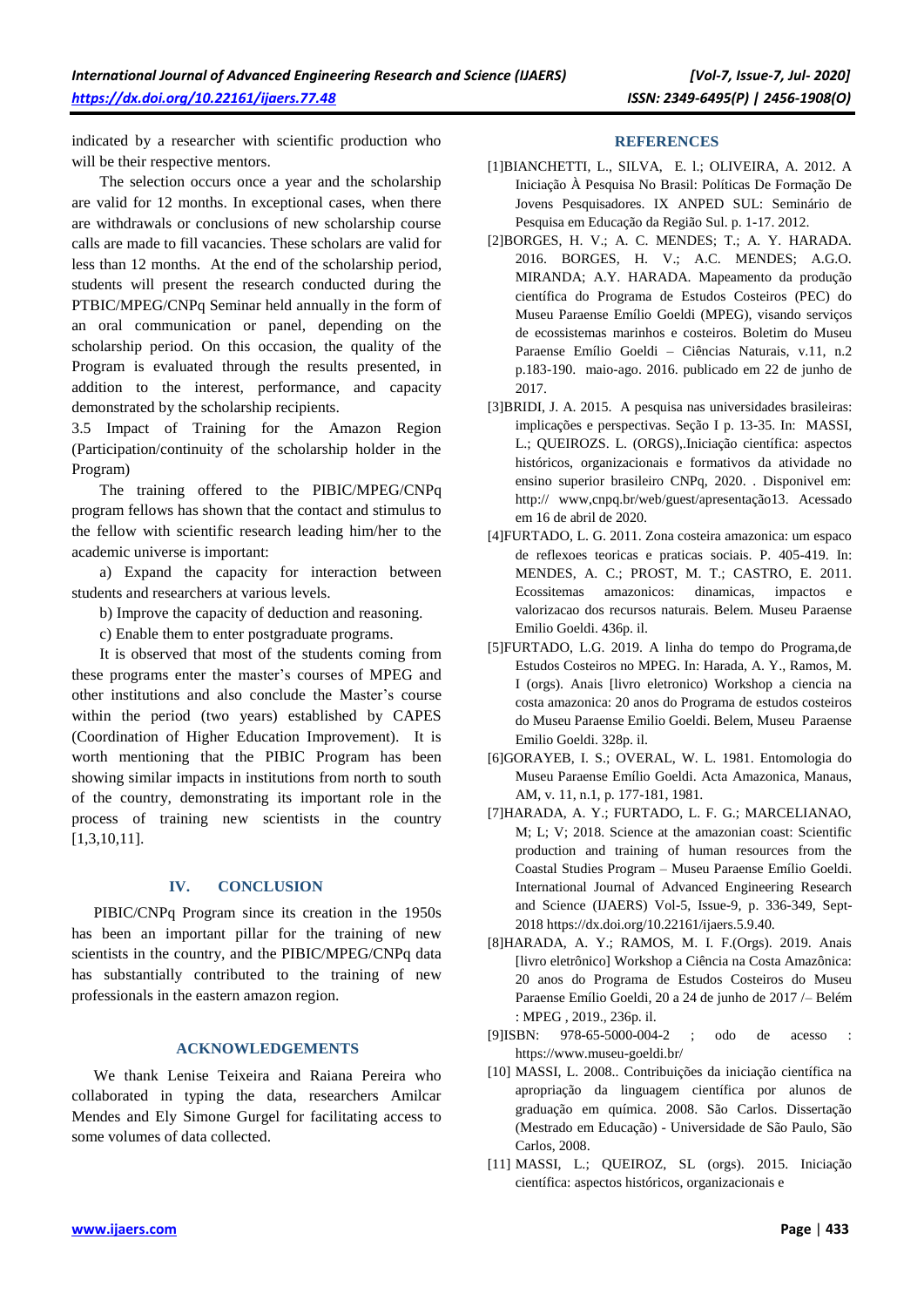indicated by a researcher with scientific production who will be their respective mentors.

The selection occurs once a year and the scholarship are valid for 12 months. In exceptional cases, when there are withdrawals or conclusions of new scholarship course calls are made to fill vacancies. These scholars are valid for less than 12 months. At the end of the scholarship period, students will present the research conducted during the PTBIC/MPEG/CNPq Seminar held annually in the form of an oral communication or panel, depending on the scholarship period. On this occasion, the quality of the Program is evaluated through the results presented, in addition to the interest, performance, and capacity demonstrated by the scholarship recipients.

3.5 Impact of Training for the Amazon Region (Participation/continuity of the scholarship holder in the Program)

The training offered to the PIBIC/MPEG/CNPq program fellows has shown that the contact and stimulus to the fellow with scientific research leading him/her to the academic universe is important:

a) Expand the capacity for interaction between students and researchers at various levels.

b) Improve the capacity of deduction and reasoning.

c) Enable them to enter postgraduate programs.

It is observed that most of the students coming from these programs enter the master's courses of MPEG and other institutions and also conclude the Master's course within the period (two years) established by CAPES (Coordination of Higher Education Improvement). It is worth mentioning that the PIBIC Program has been showing similar impacts in institutions from north to south of the country, demonstrating its important role in the process of training new scientists in the country [1,3,10,11].

## IV. CONCLUSION

PIBIC/CNPq Program since its creation in the 1950s has been an important pillar for the training of new scientists in the country, and the PIBIC/MPEG/CNPq data has substantially contributed to the training of new professionals in the eastern amazon region.

## ACKNOWLEDGEMENTS

We thank Lenise Teixeira and Raiana Pereira who collaborated in typing the data, researchers Amilcar Mendes and Ely Simone Gurgel for facilitating access to some volumes of data collected.

## REFERENCES

[1]BIANCHETTI, L., SILVA, E. l.; OLIVEIRA, A. 2012. A Iniciação À Pesquisa No Brasil: Políticas De Formação De Jovens Pesquisadores. IX ANPED SUL: Seminário de Pesquisa em Educação da Região Sul. p. 1-17. 2012.

[2]BORGES, H. V.; A. C. MENDES; T.; A. Y. HARADA. 2016. BORGES, H. V.; A.C. MENDES; A.G.O. MIRANDA; A.Y. HARADA. Mapeamento da produção científica do Programa de Estudos Costeiros (PEC) do Museu Paraense Emílio Goeldi (MPEG), visando serviços de ecossistemas marinhos e costeiros. Boletim do Museu Paraense Emílio Goeldi – Ciências Naturais, v.11, n.2 p.183-190. maio-ago. 2016. publicado em 22 de junho de 2017.

[3]BRIDI, J. A. 2015. A pesquisa nas universidades brasileiras: implicações e perspectivas. Seção I p. 13-35. In: MASSI, L.; QUEIROZS. L. (ORGS),.Iniciação científica: aspectos históricos, organizacionais e formativos da atividade no ensino superior brasileiro CNPq, 2020. . Disponivel em: http:// www,cnpq.br/web/guest/apresentação13. Acessado em 16 de abril de 2020.

[4]FURTADO, L. G. 2011. Zona costeira amazonica: um espaco de reflexoes teoricas e praticas sociais. P. 405-419. In: MENDES, A. C.; PROST, M. T.; CASTRO, E. 2011. Ecossitemas amazonicos: dinamicas, impactos e valorizacao dos recursos naturais. Belem. Museu Paraense Emilio Goeldi. 436p. il.

[5]FURTADO, L.G. 2019. A linha do tempo do Programa,de Estudos Costeiros no MPEG. In: Harada, A. Y., Ramos, M. I (orgs). Anais [livro eletronico) Workshop a ciencia na costa amazonica: 20 anos do Programa de estudos costeiros do Museu Paraense Emilio Goeldi. Belem, Museu Paraense Emilio Goeldi. 328p. il.

[6]GORAYEB, I. S.; OVERAL, W. L. 1981. Entomologia do Museu Paraense Emílio Goeldi. Acta Amazonica, Manaus, AM, v. 11, n.1, p. 177-181, 1981.

[7]HARADA, A. Y.; FURTADO, L. F. G.; MARCELIANAO, M; L; V; 2018. Science at the amazonian coast: Scientific production and training of human resources from the Coastal Studies Program – Museu Paraense Emílio Goeldi. International Journal of Advanced Engineering Research and Science (IJAERS) Vol-5, Issue-9, p. 336-349, Sept-2018 https://dx.doi.org/10.22161/ijaers.5.9.40.

[8]HARADA, A. Y.; RAMOS, M. I. F.(Orgs). 2019. Anais [livro eletrônico] Workshop a Ciência na Costa Amazônica: 20 anos do Programa de Estudos Costeiros do Museu Paraense Emílio Goeldi, 20 a 24 de junho de 2017 /– Belém : MPEG , 2019., 236p. il.

[9]ISBN: 978-65-5000-004-2 ; odo de acesso : https://www.museu-goeldi.br/

[10] MASSI, L. 2008.. Contribuições da iniciação científica na apropriação da linguagem científica por alunos de graduação em química. 2008. São Carlos. Dissertação (Mestrado em Educação) - Universidade de São Paulo, São Carlos, 2008.

[11] MASSI, L.; QUEIROZ, SL (orgs). 2015. Iniciação científica: aspectos históricos, organizacionais e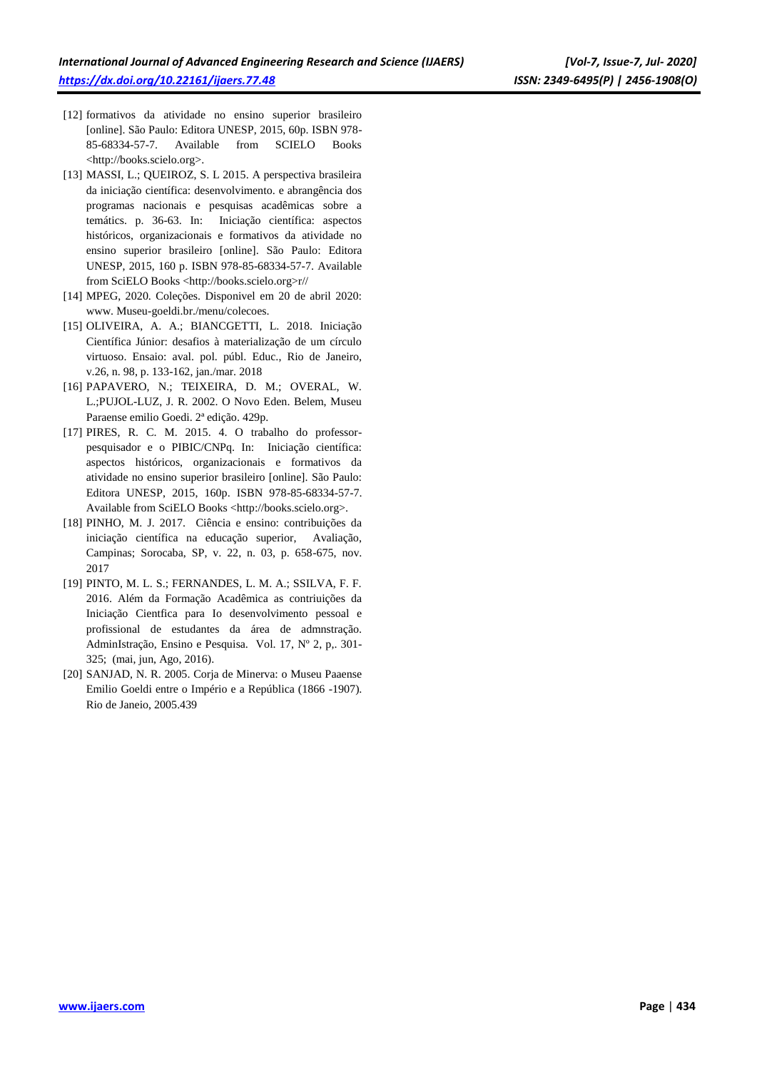[12] formativos da atividade no ensino superior brasileiro [online]. São Paulo: Editora UNESP, 2015, 60p. ISBN 978-85-68334-57-7. Available from SCIELO Books <http://books.scielo.org>.

[13] MASSI, L.; QUEIROZ, S. L 2015. A perspectiva brasileira da iniciação científica: desenvolvimento. e abrangência dos programas nacionais e pesquisas acadêmicas sobre a temátics. p. 36-63. In: Iniciação científica: aspectos históricos, organizacionais e formativos da atividade no ensino superior brasileiro [online]. São Paulo: Editora UNESP, 2015, 160 p. ISBN 978-85-68334-57-7. Available from SciELO Books <http://books.scielo.org>r//

[14] MPEG, 2020. Coleções. Disponivel em 20 de abril 2020: www. Museu-goeldi.br./menu/colecoes.

[15] OLIVEIRA, A. A.; BIANCGETTI, L. 2018. Iniciação Científica Júnior: desafios à materialização de um círculo virtuoso. Ensaio: aval. pol. públ. Educ., Rio de Janeiro, v.26, n. 98, p. 133-162, jan./mar. 2018

[16] PAPAVERO, N.; TEIXEIRA, D. M.; OVERAL, W. L.;PUJOL-LUZ, J. R. 2002. O Novo Eden. Belem, Museu Paraense emilio Goedi. 2ª edição. 429p.

[17] PIRES, R. C. M. 2015. 4. O trabalho do professor-pesquisador e o PIBIC/CNPq. In: Iniciação científica: aspectos históricos, organizacionais e formativos da atividade no ensino superior brasileiro [online]. São Paulo: Editora UNESP, 2015, 160p. ISBN 978-85-68334-57-7. Available from SciELO Books <http://books.scielo.org>.

[18] PINHO, M. J. 2017. Ciência e ensino: contribuições da iniciação científica na educação superior, Avaliação, Campinas; Sorocaba, SP, v. 22, n. 03, p. 658-675, nov. 2017

[19] PINTO, M. L. S.; FERNANDES, L. M. A.; SSILVA, F. F. 2016. Além da Formação Acadêmica as contriuições da Iniciação Cientfica para Io desenvolvimento pessoal e profissional de estudantes da área de admnstração. AdminIstração, Ensino e Pesquisa. Vol. 17, Nº 2, p,. 301-325; (mai, jun, Ago, 2016).

[20] SANJAD, N. R. 2005. Corja de Minerva: o Museu Paaense Emilio Goeldi entre o Império e a República (1866 -1907). Rio de Janeio, 2005.439